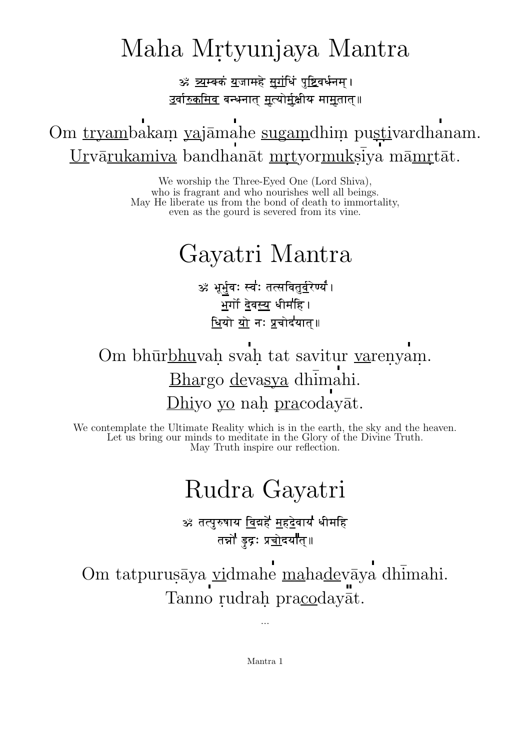# Maha Mṛtyunjaya Mantra

ॐ त्र्यम्बकं यजामहे सुगंधिं पुष्टिवर्धनम्।
उर्वारुकमिव बन्धनात् मृत्योर्मुक्षीय मामृतात्॥

Om tryambakaṃ yajāmahe sugaṃdhiṃ puṣṭivardhanam.
Urvārukamiva bandhanāt mṛtyormukṣīya māmṛtāt.

We worship the Three-Eyed One (Lord Shiva),
who is fragrant and who nourishes well all beings.
May He liberate us from the bond of death to immortality,
even as the gourd is severed from its vine.

# Gayatri Mantra

ॐ भूर्भुवः स्वः तत्सवितुर्वरेण्यं।
भर्गो देवस्य धीमहि।
धियो यो नः प्रचोदयात्॥

Om bhūrbhuvaḥ svaḥ tat savitur vareṇyaṃ.
Bhargo devasya dhīmahi.
Dhiyo yo naḥ pracodayāt.

We contemplate the Ultimate Reality which is in the earth, the sky and the heaven.
Let us bring our minds to meditate in the Glory of the Divine Truth.
May Truth inspire our reflection.

# Rudra Gayatri

ॐ तत्पुरुषाय विद्महे महदेवाय धीमहि
तन्नो ऱुद्रः प्रचोदयात्॥

Om tatpuruṣāya vidmahe mahadevāya dhīmahi.
Tanno ṛudraḥ pracodayāt.

...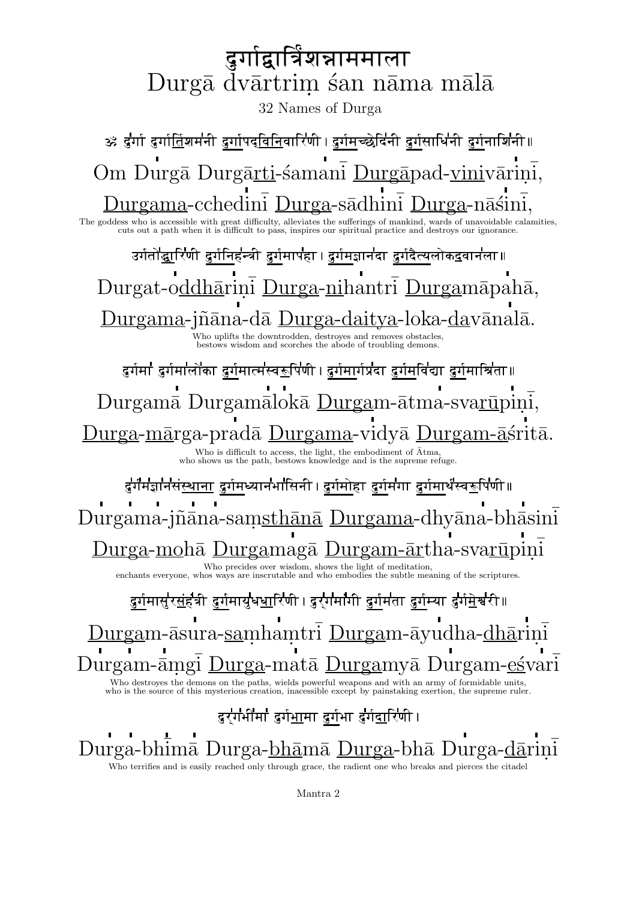# दुर्गाद्वात्रिंशन्नाममाला
# Durgā dvātriṃ śan nāma mālā

32 Names of Durga

ॐ दुर्गा दुर्गार्तिशमनी दुर्गापद्विनिवारिणी। दुर्गमच्छेदिनी दुर्गसाधिनी दुर्गनाशिनी॥

Om Durgā Durgārti-śamanī Durgāpad-vinivāriṇī,

Durgama-cchedinī Durga-sādhinī Durga-nāśinī,

The goddess who is accessible with great difficulty, alleviates the sufferings of mankind, wards of unavoidable calamities, cuts out a path when it is difficult to pass, inspires our spiritual practice and destroys our ignorance.

उर्गतोद्धारिणी दुर्गनिहन्त्री दुर्गमापहा। दुर्गमज्ञानदा दुर्गदैत्यलोकदवानला॥

Durgat-oddhāriṇī Durga-nihantrī Durgamāpahā,

Durgama-jñāna-dā Durga-daitya-loka-davānalā.

Who uplifts the downtrodden, destroyes and removes obstacles, bestows wisdom and scorches the abode of troubling demons.

दुर्गमा दुर्गमालोका दुर्गमात्मस्वरूपिणी। दुर्गमार्गप्रदा दुर्गमविद्या दुर्गमाश्रिता॥

Durgamā Durgamālokā Durgam-ātma-svarūpiṇī,

Durga-mārga-pradā Durgama-vidyā Durgam-āśritā.

Who is difficult to access, the light, the embodiment of Ātma, who shows us the path, bestows knowledge and is the supreme refuge.

दुर्गमज्ञानसंस्थाना दुर्गमध्यानभासिनी। दुर्गमोहा दुर्गमगा दुर्गमार्थस्वरूपिणी॥

Durgama-jñāna-saṃsthānā Durgama-dhyāna-bhāsinī

Durga-mohā Durgamagā Durgam-ārtha-svarūpiṇī

Who precides over wisdom, shows the light of meditation, enchants everyone, whos ways are inscrutable and who embodies the subtle meaning of the scriptures.

दुर्गमासुरसंहन्त्री दुर्गमायुधधारिणी। दुर्गमांगी दुर्गमता दुर्गम्या दुर्गमेश्वरी॥

Durgam-āsura-saṃhaṃtrī Durgam-āyudha-dhāriṇī

Durgam-āṃgī Durga-matā Durgamyā Durgam-eśvarī

Who destroyes the demons on the paths, wields powerful weapons and with an army of formidable units, who is the source of this mysterious creation, inacessible except by painstaking exertion, the supreme ruler.

दुर्गभीमा दुर्गभामा दुर्गभा दुर्गदारिणी।

Durga-bhīmā Durga-bhāmā Durga-bhā Durga-dāriṇī

Who terrifies and is easily reached only through grace, the radient one who breaks and pierces the citadel

Mantra 2